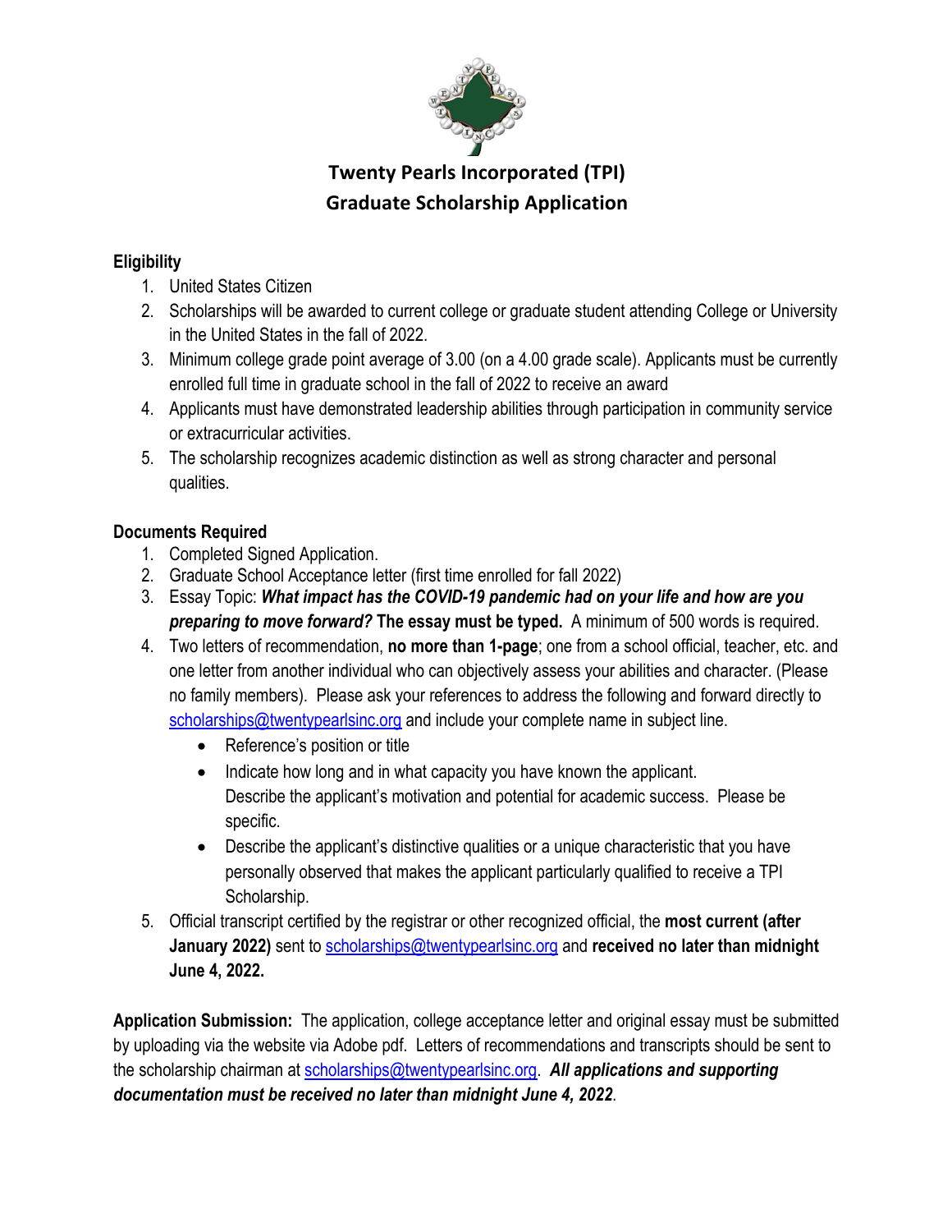# Twenty Pearls Incorporated (TPI)
# Graduate Scholarship Application

**Eligibility**

1. United States Citizen
2. Scholarships will be awarded to current college or graduate student attending College or University in the United States in the fall of 2022.
3. Minimum college grade point average of 3.00 (on a 4.00 grade scale). Applicants must be currently enrolled full time in graduate school in the fall of 2022 to receive an award
4. Applicants must have demonstrated leadership abilities through participation in community service or extracurricular activities.
5. The scholarship recognizes academic distinction as well as strong character and personal qualities.

**Documents Required**

1. Completed Signed Application.
2. Graduate School Acceptance letter (first time enrolled for fall 2022)
3. Essay Topic: ***What impact has the COVID-19 pandemic had on your life and how are you preparing to move forward?*** **The essay must be typed.** A minimum of 500 words is required.
4. Two letters of recommendation, **no more than 1-page**; one from a school official, teacher, etc. and one letter from another individual who can objectively assess your abilities and character. (Please no family members). Please ask your references to address the following and forward directly to scholarships@twentypearlsinc.org and include your complete name in subject line.
   - Reference's position or title
   - Indicate how long and in what capacity you have known the applicant. Describe the applicant's motivation and potential for academic success. Please be specific.
   - Describe the applicant's distinctive qualities or a unique characteristic that you have personally observed that makes the applicant particularly qualified to receive a TPI Scholarship.
5. Official transcript certified by the registrar or other recognized official, the **most current (after January 2022)** sent to scholarships@twentypearlsinc.org and **received no later than midnight June 4, 2022.**

**Application Submission:** The application, college acceptance letter and original essay must be submitted by uploading via the website via Adobe pdf. Letters of recommendations and transcripts should be sent to the scholarship chairman at scholarships@twentypearlsinc.org. ***All applications and supporting documentation must be received no later than midnight June 4, 2022***.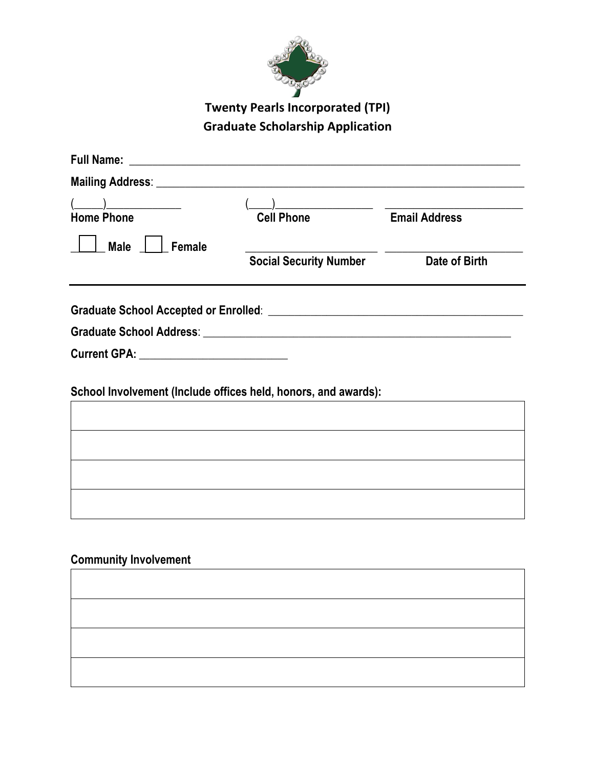# Twenty Pearls Incorporated (TPI)
## Graduate Scholarship Application

**Full Name:** ______________________________________________________________________

**Mailing Address**: __________________________________________________________________

(_____)____________ (____)_________________ _________________________

**Home Phone** **Cell Phone** **Email Address**

☐ **Male** ☐ **Female** _______________________ _________________________

**Social Security Number** **Date of Birth**

---

**Graduate School Accepted or Enrolled**: _____________________________________________

**Graduate School Address**: ______________________________________________________

**Current GPA:** __________________________

**School Involvement (Include offices held, honors, and awards):**

| |
|---|
| |
| |
| |
| |

**Community Involvement**

| |
|---|
| |
| |
| |
| |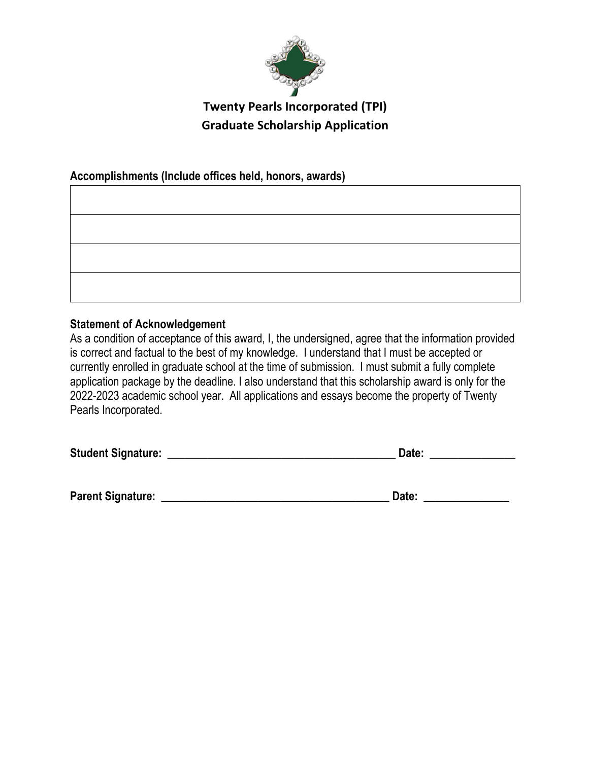# Twenty Pearls Incorporated (TPI)
## Graduate Scholarship Application

**Accomplishments (Include offices held, honors, awards)**

| |
|---|
| |
| |
| |
| |

**Statement of Acknowledgement**

As a condition of acceptance of this award, I, the undersigned, agree that the information provided is correct and factual to the best of my knowledge. I understand that I must be accepted or currently enrolled in graduate school at the time of submission. I must submit a fully complete application package by the deadline. I also understand that this scholarship award is only for the 2022-2023 academic school year. All applications and essays become the property of Twenty Pearls Incorporated.

**Student Signature:** ________________________________________ **Date:** _______________

**Parent Signature:** ________________________________________ **Date:** _______________